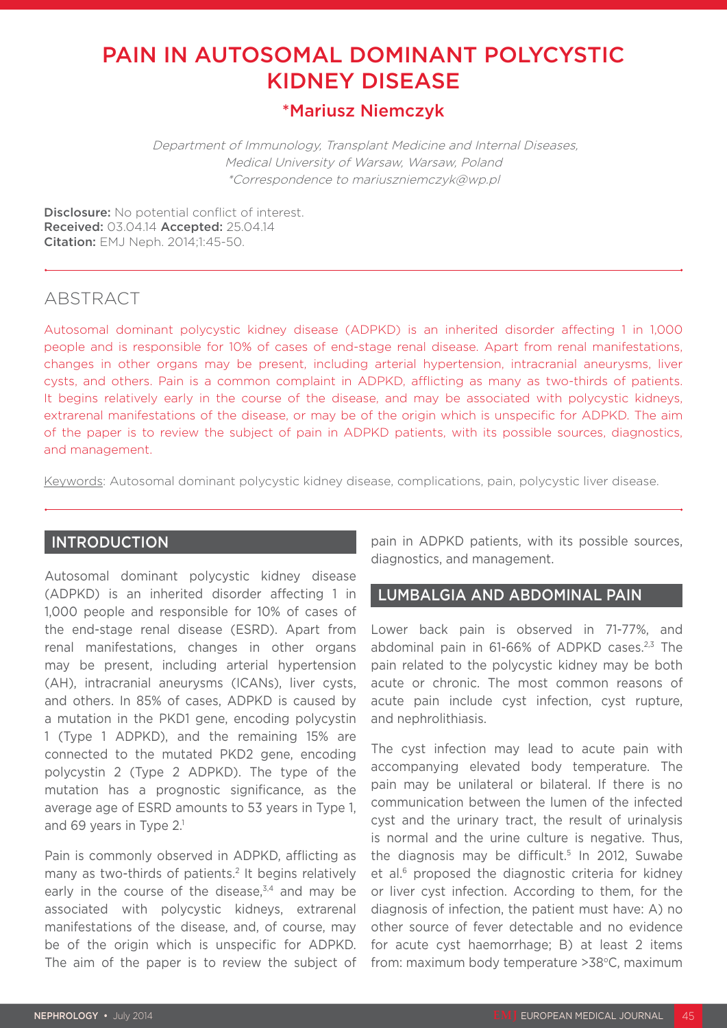# PAIN IN AUTOSOMAL DOMINANT POLYCYSTIC KIDNEY DISEASE

## *Mariusz Niemczyk

*Department of Immunology, Transplant Medicine and Internal Diseases, Medical University of Warsaw, Warsaw, Poland*
*\*Correspondence to mariuszniemczyk@wp.pl*

**Disclosure:** No potential conflict of interest.
**Received:** 03.04.14 **Accepted:** 25.04.14
**Citation:** EMJ Neph. 2014;1:45-50.

## ABSTRACT

Autosomal dominant polycystic kidney disease (ADPKD) is an inherited disorder affecting 1 in 1,000 people and is responsible for 10% of cases of end-stage renal disease. Apart from renal manifestations, changes in other organs may be present, including arterial hypertension, intracranial aneurysms, liver cysts, and others. Pain is a common complaint in ADPKD, afflicting as many as two-thirds of patients. It begins relatively early in the course of the disease, and may be associated with polycystic kidneys, extrarenal manifestations of the disease, or may be of the origin which is unspecific for ADPKD. The aim of the paper is to review the subject of pain in ADPKD patients, with its possible sources, diagnostics, and management.

Keywords: Autosomal dominant polycystic kidney disease, complications, pain, polycystic liver disease.

## INTRODUCTION

Autosomal dominant polycystic kidney disease (ADPKD) is an inherited disorder affecting 1 in 1,000 people and responsible for 10% of cases of the end-stage renal disease (ESRD). Apart from renal manifestations, changes in other organs may be present, including arterial hypertension (AH), intracranial aneurysms (ICANs), liver cysts, and others. In 85% of cases, ADPKD is caused by a mutation in the PKD1 gene, encoding polycystin 1 (Type 1 ADPKD), and the remaining 15% are connected to the mutated PKD2 gene, encoding polycystin 2 (Type 2 ADPKD). The type of the mutation has a prognostic significance, as the average age of ESRD amounts to 53 years in Type 1, and 69 years in Type 2.[1]

Pain is commonly observed in ADPKD, afflicting as many as two-thirds of patients.[2] It begins relatively early in the course of the disease,[3,4] and may be associated with polycystic kidneys, extrarenal manifestations of the disease, and, of course, may be of the origin which is unspecific for ADPKD. The aim of the paper is to review the subject of pain in ADPKD patients, with its possible sources, diagnostics, and management.

## LUMBALGIA AND ABDOMINAL PAIN

Lower back pain is observed in 71-77%, and abdominal pain in 61-66% of ADPKD cases.[2,3] The pain related to the polycystic kidney may be both acute or chronic. The most common reasons of acute pain include cyst infection, cyst rupture, and nephrolithiasis.

The cyst infection may lead to acute pain with accompanying elevated body temperature. The pain may be unilateral or bilateral. If there is no communication between the lumen of the infected cyst and the urinary tract, the result of urinalysis is normal and the urine culture is negative. Thus, the diagnosis may be difficult.[5] In 2012, Suwabe et al.[6] proposed the diagnostic criteria for kidney or liver cyst infection. According to them, for the diagnosis of infection, the patient must have: A) no other source of fever detectable and no evidence for acute cyst haemorrhage; B) at least 2 items from: maximum body temperature >38°C, maximum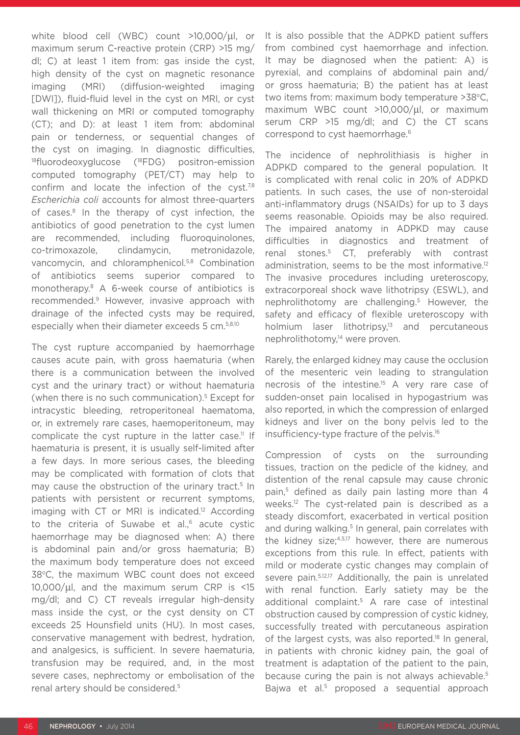white blood cell (WBC) count >10,000/μl, or maximum serum C-reactive protein (CRP) >15 mg/dl; C) at least 1 item from: gas inside the cyst, high density of the cyst on magnetic resonance imaging (MRI) (diffusion-weighted imaging [DWI]), fluid-fluid level in the cyst on MRI, or cyst wall thickening on MRI or computed tomography (CT); and D): at least 1 item from: abdominal pain or tenderness, or sequential changes of the cyst on imaging. In diagnostic difficulties, $^{18}$fluorodeoxyglucose ($^{18}$FDG) positron-emission computed tomography (PET/CT) may help to confirm and locate the infection of the cyst.[7,8] *Escherichia coli* accounts for almost three-quarters of cases.[8] In the therapy of cyst infection, the antibiotics of good penetration to the cyst lumen are recommended, including fluoroquinolones, co-trimoxazole, clindamycin, metronidazole, vancomycin, and chloramphenicol.[5,8] Combination of antibiotics seems superior compared to monotherapy.[8] A 6-week course of antibiotics is recommended.[9] However, invasive approach with drainage of the infected cysts may be required, especially when their diameter exceeds 5 cm.[5,8,10]

The cyst rupture accompanied by haemorrhage causes acute pain, with gross haematuria (when there is a communication between the involved cyst and the urinary tract) or without haematuria (when there is no such communication).[5] Except for intracystic bleeding, retroperitoneal haematoma, or, in extremely rare cases, haemoperitoneum, may complicate the cyst rupture in the latter case.[11] If haematuria is present, it is usually self-limited after a few days. In more serious cases, the bleeding may be complicated with formation of clots that may cause the obstruction of the urinary tract.[5] In patients with persistent or recurrent symptoms, imaging with CT or MRI is indicated.[12] According to the criteria of Suwabe et al.,[6] acute cystic haemorrhage may be diagnosed when: A) there is abdominal pain and/or gross haematuria; B) the maximum body temperature does not exceed 38°C, the maximum WBC count does not exceed 10,000/μl, and the maximum serum CRP is <15 mg/dl; and C) CT reveals irregular high-density mass inside the cyst, or the cyst density on CT exceeds 25 Hounsfield units (HU). In most cases, conservative management with bedrest, hydration, and analgesics, is sufficient. In severe haematuria, transfusion may be required, and, in the most severe cases, nephrectomy or embolisation of the renal artery should be considered.[5]

It is also possible that the ADPKD patient suffers from combined cyst haemorrhage and infection. It may be diagnosed when the patient: A) is pyrexial, and complains of abdominal pain and/or gross haematuria; B) the patient has at least two items from: maximum body temperature >38°C, maximum WBC count >10,000/μl, or maximum serum CRP >15 mg/dl; and C) the CT scans correspond to cyst haemorrhage.[6]

The incidence of nephrolithiasis is higher in ADPKD compared to the general population. It is complicated with renal colic in 20% of ADPKD patients. In such cases, the use of non-steroidal anti-inflammatory drugs (NSAIDs) for up to 3 days seems reasonable. Opioids may be also required. The impaired anatomy in ADPKD may cause difficulties in diagnostics and treatment of renal stones.[5] CT, preferably with contrast administration, seems to be the most informative.[12] The invasive procedures including ureteroscopy, extracorporeal shock wave lithotripsy (ESWL), and nephrolithotomy are challenging.[5] However, the safety and efficacy of flexible ureteroscopy with holmium laser lithotripsy,[13] and percutaneous nephrolithotomy,[14] were proven.

Rarely, the enlarged kidney may cause the occlusion of the mesenteric vein leading to strangulation necrosis of the intestine.[15] A very rare case of sudden-onset pain localised in hypogastrium was also reported, in which the compression of enlarged kidneys and liver on the bony pelvis led to the insufficiency-type fracture of the pelvis.[16]

Compression of cysts on the surrounding tissues, traction on the pedicle of the kidney, and distention of the renal capsule may cause chronic pain,[5] defined as daily pain lasting more than 4 weeks.[12] The cyst-related pain is described as a steady discomfort, exacerbated in vertical position and during walking.[5] In general, pain correlates with the kidney size;[4,5,17] however, there are numerous exceptions from this rule. In effect, patients with mild or moderate cystic changes may complain of severe pain.[5,12,17] Additionally, the pain is unrelated with renal function. Early satiety may be the additional complaint.[5] A rare case of intestinal obstruction caused by compression of cystic kidney, successfully treated with percutaneous aspiration of the largest cysts, was also reported.[18] In general, in patients with chronic kidney pain, the goal of treatment is adaptation of the patient to the pain, because curing the pain is not always achievable.[5] Bajwa et al.[5] proposed a sequential approach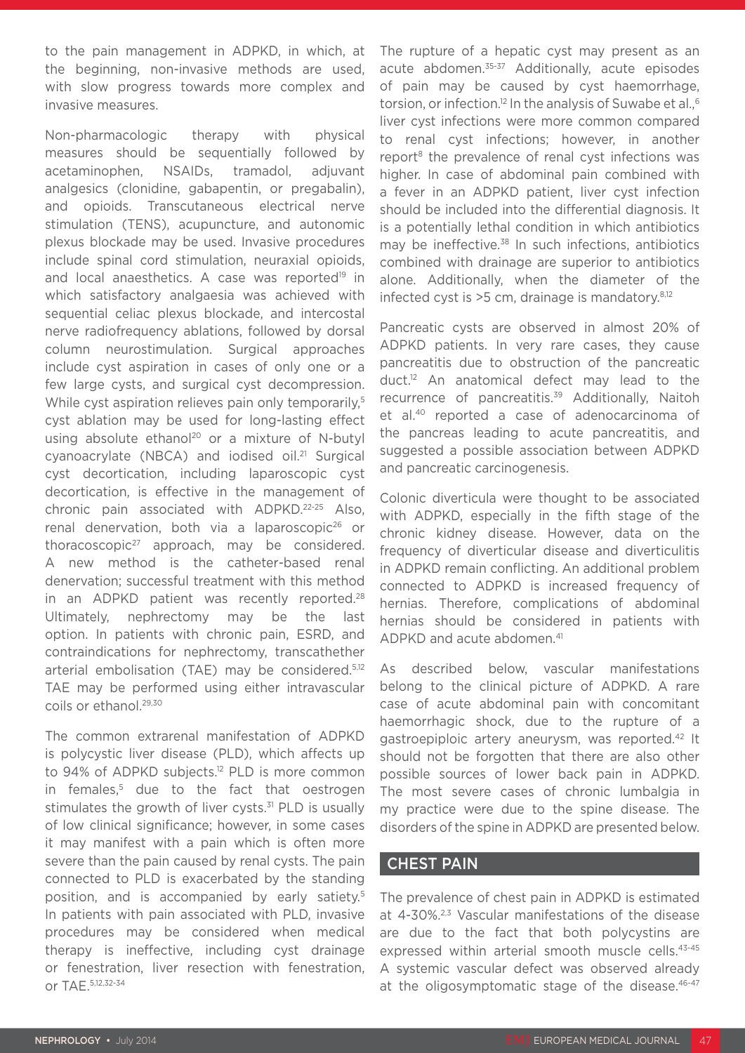to the pain management in ADPKD, in which, at the beginning, non-invasive methods are used, with slow progress towards more complex and invasive measures.

Non-pharmacologic therapy with physical measures should be sequentially followed by acetaminophen, NSAIDs, tramadol, adjuvant analgesics (clonidine, gabapentin, or pregabalin), and opioids. Transcutaneous electrical nerve stimulation (TENS), acupuncture, and autonomic plexus blockade may be used. Invasive procedures include spinal cord stimulation, neuraxial opioids, and local anaesthetics. A case was reported[19] in which satisfactory analgaesia was achieved with sequential celiac plexus blockade, and intercostal nerve radiofrequency ablations, followed by dorsal column neurostimulation. Surgical approaches include cyst aspiration in cases of only one or a few large cysts, and surgical cyst decompression. While cyst aspiration relieves pain only temporarily,[5] cyst ablation may be used for long-lasting effect using absolute ethanol[20] or a mixture of N-butyl cyanoacrylate (NBCA) and iodised oil.[21] Surgical cyst decortication, including laparoscopic cyst decortication, is effective in the management of chronic pain associated with ADPKD.[22-25] Also, renal denervation, both via a laparoscopic[26] or thoracoscopic[27] approach, may be considered. A new method is the catheter-based renal denervation; successful treatment with this method in an ADPKD patient was recently reported.[28] Ultimately, nephrectomy may be the last option. In patients with chronic pain, ESRD, and contraindications for nephrectomy, transcathether arterial embolisation (TAE) may be considered.[5,12] TAE may be performed using either intravascular coils or ethanol.[29,30]

The common extrarenal manifestation of ADPKD is polycystic liver disease (PLD), which affects up to 94% of ADPKD subjects.[12] PLD is more common in females,[5] due to the fact that oestrogen stimulates the growth of liver cysts.[31] PLD is usually of low clinical significance; however, in some cases it may manifest with a pain which is often more severe than the pain caused by renal cysts. The pain connected to PLD is exacerbated by the standing position, and is accompanied by early satiety.[5] In patients with pain associated with PLD, invasive procedures may be considered when medical therapy is ineffective, including cyst drainage or fenestration, liver resection with fenestration, or TAE.[5,12,32-34]

The rupture of a hepatic cyst may present as an acute abdomen.[35-37] Additionally, acute episodes of pain may be caused by cyst haemorrhage, torsion, or infection.[12] In the analysis of Suwabe et al.,[6] liver cyst infections were more common compared to renal cyst infections; however, in another report[8] the prevalence of renal cyst infections was higher. In case of abdominal pain combined with a fever in an ADPKD patient, liver cyst infection should be included into the differential diagnosis. It is a potentially lethal condition in which antibiotics may be ineffective.[38] In such infections, antibiotics combined with drainage are superior to antibiotics alone. Additionally, when the diameter of the infected cyst is >5 cm, drainage is mandatory.[8,12]

Pancreatic cysts are observed in almost 20% of ADPKD patients. In very rare cases, they cause pancreatitis due to obstruction of the pancreatic duct.[12] An anatomical defect may lead to the recurrence of pancreatitis.[39] Additionally, Naitoh et al.[40] reported a case of adenocarcinoma of the pancreas leading to acute pancreatitis, and suggested a possible association between ADPKD and pancreatic carcinogenesis.

Colonic diverticula were thought to be associated with ADPKD, especially in the fifth stage of the chronic kidney disease. However, data on the frequency of diverticular disease and diverticulitis in ADPKD remain conflicting. An additional problem connected to ADPKD is increased frequency of hernias. Therefore, complications of abdominal hernias should be considered in patients with ADPKD and acute abdomen.[41]

As described below, vascular manifestations belong to the clinical picture of ADPKD. A rare case of acute abdominal pain with concomitant haemorrhagic shock, due to the rupture of a gastroepiploic artery aneurysm, was reported.[42] It should not be forgotten that there are also other possible sources of lower back pain in ADPKD. The most severe cases of chronic lumbalgia in my practice were due to the spine disease. The disorders of the spine in ADPKD are presented below.

## CHEST PAIN

The prevalence of chest pain in ADPKD is estimated at 4-30%.[2,3] Vascular manifestations of the disease are due to the fact that both polycystins are expressed within arterial smooth muscle cells.[43-45] A systemic vascular defect was observed already at the oligosymptomatic stage of the disease.[46-47]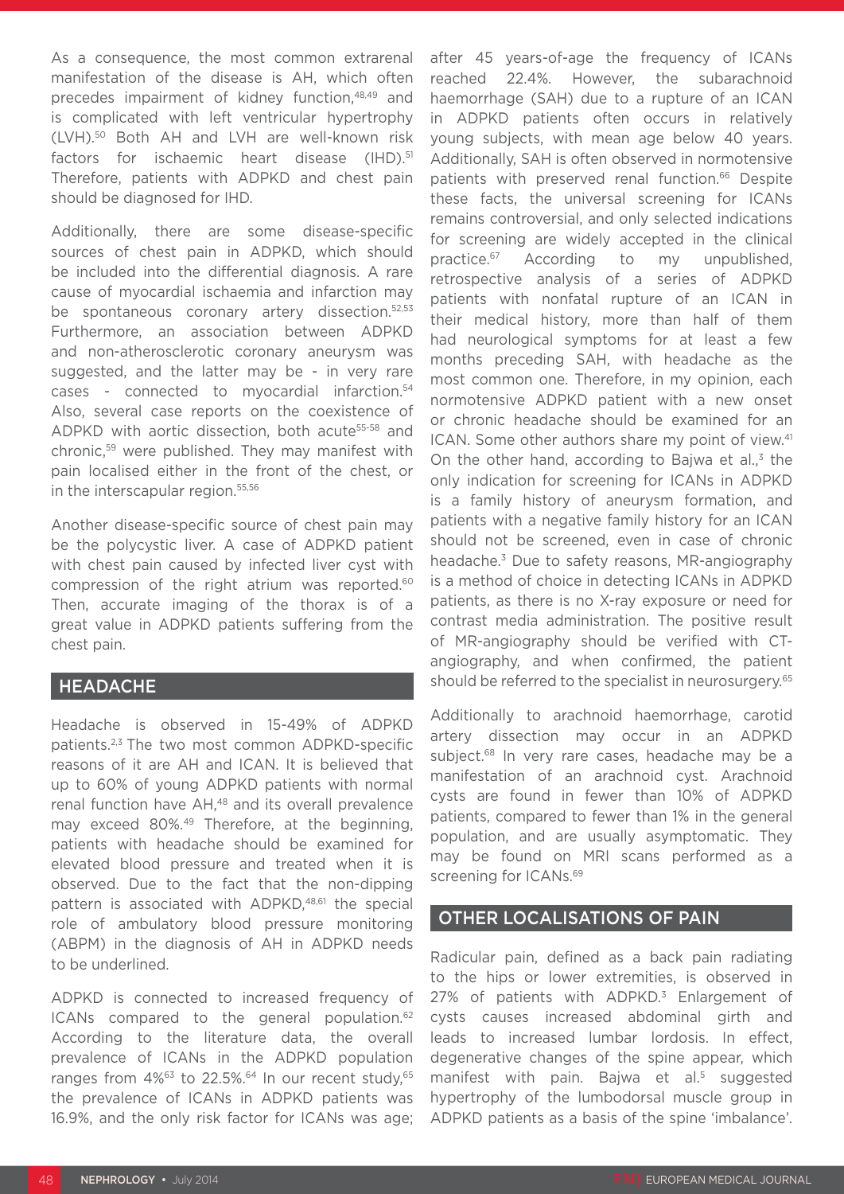As a consequence, the most common extrarenal manifestation of the disease is AH, which often precedes impairment of kidney function,[48,49] and is complicated with left ventricular hypertrophy (LVH).[50] Both AH and LVH are well-known risk factors for ischaemic heart disease (IHD).[51] Therefore, patients with ADPKD and chest pain should be diagnosed for IHD.

Additionally, there are some disease-specific sources of chest pain in ADPKD, which should be included into the differential diagnosis. A rare cause of myocardial ischaemia and infarction may be spontaneous coronary artery dissection.[52,53] Furthermore, an association between ADPKD and non-atherosclerotic coronary aneurysm was suggested, and the latter may be - in very rare cases - connected to myocardial infarction.[54] Also, several case reports on the coexistence of ADPKD with aortic dissection, both acute[55-58] and chronic,[59] were published. They may manifest with pain localised either in the front of the chest, or in the interscapular region.[55,56]

Another disease-specific source of chest pain may be the polycystic liver. A case of ADPKD patient with chest pain caused by infected liver cyst with compression of the right atrium was reported.[60] Then, accurate imaging of the thorax is of a great value in ADPKD patients suffering from the chest pain.

## HEADACHE

Headache is observed in 15-49% of ADPKD patients.[2,3] The two most common ADPKD-specific reasons of it are AH and ICAN. It is believed that up to 60% of young ADPKD patients with normal renal function have AH,[48] and its overall prevalence may exceed 80%.[49] Therefore, at the beginning, patients with headache should be examined for elevated blood pressure and treated when it is observed. Due to the fact that the non-dipping pattern is associated with ADPKD,[48,61] the special role of ambulatory blood pressure monitoring (ABPM) in the diagnosis of AH in ADPKD needs to be underlined.

ADPKD is connected to increased frequency of ICANs compared to the general population.[62] According to the literature data, the overall prevalence of ICANs in the ADPKD population ranges from 4%[63] to 22.5%.[64] In our recent study,[65] the prevalence of ICANs in ADPKD patients was 16.9%, and the only risk factor for ICANs was age; after 45 years-of-age the frequency of ICANs reached 22.4%. However, the subarachnoid haemorrhage (SAH) due to a rupture of an ICAN in ADPKD patients often occurs in relatively young subjects, with mean age below 40 years. Additionally, SAH is often observed in normotensive patients with preserved renal function.[66] Despite these facts, the universal screening for ICANs remains controversial, and only selected indications for screening are widely accepted in the clinical practice.[67] According to my unpublished, retrospective analysis of a series of ADPKD patients with nonfatal rupture of an ICAN in their medical history, more than half of them had neurological symptoms for at least a few months preceding SAH, with headache as the most common one. Therefore, in my opinion, each normotensive ADPKD patient with a new onset or chronic headache should be examined for an ICAN. Some other authors share my point of view.[41] On the other hand, according to Bajwa et al.,[3] the only indication for screening for ICANs in ADPKD is a family history of aneurysm formation, and patients with a negative family history for an ICAN should not be screened, even in case of chronic headache.[3] Due to safety reasons, MR-angiography is a method of choice in detecting ICANs in ADPKD patients, as there is no X-ray exposure or need for contrast media administration. The positive result of MR-angiography should be verified with CT-angiography, and when confirmed, the patient should be referred to the specialist in neurosurgery.[65]

Additionally to arachnoid haemorrhage, carotid artery dissection may occur in an ADPKD subject.[68] In very rare cases, headache may be a manifestation of an arachnoid cyst. Arachnoid cysts are found in fewer than 10% of ADPKD patients, compared to fewer than 1% in the general population, and are usually asymptomatic. They may be found on MRI scans performed as a screening for ICANs.[69]

## OTHER LOCALISATIONS OF PAIN

Radicular pain, defined as a back pain radiating to the hips or lower extremities, is observed in 27% of patients with ADPKD.[3] Enlargement of cysts causes increased abdominal girth and leads to increased lumbar lordosis. In effect, degenerative changes of the spine appear, which manifest with pain. Bajwa et al.[5] suggested hypertrophy of the lumbodorsal muscle group in ADPKD patients as a basis of the spine 'imbalance'.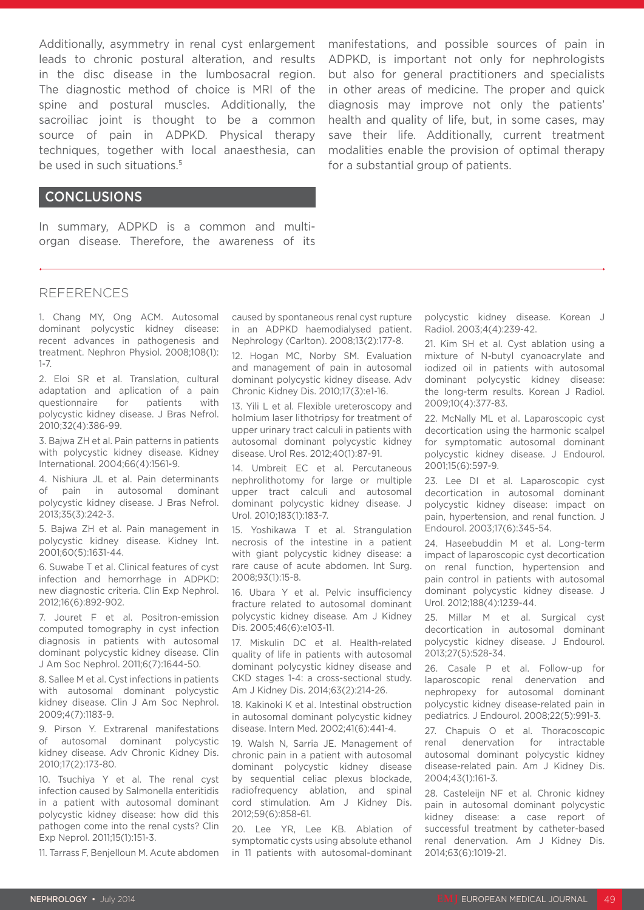Additionally, asymmetry in renal cyst enlargement leads to chronic postural alteration, and results in the disc disease in the lumbosacral region. The diagnostic method of choice is MRI of the spine and postural muscles. Additionally, the sacroiliac joint is thought to be a common source of pain in ADPKD. Physical therapy techniques, together with local anaesthesia, can be used in such situations.[5]

## CONCLUSIONS

In summary, ADPKD is a common and multi-organ disease. Therefore, the awareness of its manifestations, and possible sources of pain in ADPKD, is important not only for nephrologists but also for general practitioners and specialists in other areas of medicine. The proper and quick diagnosis may improve not only the patients' health and quality of life, but, in some cases, may save their life. Additionally, current treatment modalities enable the provision of optimal therapy for a substantial group of patients.

## REFERENCES

1. Chang MY, Ong ACM. Autosomal dominant polycystic kidney disease: recent advances in pathogenesis and treatment. Nephron Physiol. 2008;108(1):1-7.
2. Eloi SR et al. Translation, cultural adaptation and aplication of a pain questionnaire for patients with polycystic kidney disease. J Bras Nefrol. 2010;32(4):386-99.
3. Bajwa ZH et al. Pain patterns in patients with polycystic kidney disease. Kidney International. 2004;66(4):1561-9.
4. Nishiura JL et al. Pain determinants of pain in autosomal dominant polycystic kidney disease. J Bras Nefrol. 2013;35(3):242-3.
5. Bajwa ZH et al. Pain management in polycystic kidney disease. Kidney Int. 2001;60(5):1631-44.
6. Suwabe T et al. Clinical features of cyst infection and hemorrhage in ADPKD: new diagnostic criteria. Clin Exp Nephrol. 2012;16(6):892-902.
7. Jouret F et al. Positron-emission computed tomography in cyst infection diagnosis in patients with autosomal dominant polycystic kidney disease. Clin J Am Soc Nephrol. 2011;6(7):1644-50.
8. Sallee M et al. Cyst infections in patients with autosomal dominant polycystic kidney disease. Clin J Am Soc Nephrol. 2009;4(7):1183-9.
9. Pirson Y. Extrarenal manifestations of autosomal dominant polycystic kidney disease. Adv Chronic Kidney Dis. 2010;17(2):173-80.
10. Tsuchiya Y et al. The renal cyst infection caused by Salmonella enteritidis in a patient with autosomal dominant polycystic kidney disease: how did this pathogen come into the renal cysts? Clin Exp Neprol. 2011;15(1):151-3.
11. Tarrass F, Benjelloun M. Acute abdomen caused by spontaneous renal cyst rupture in an ADPKD haemodialysed patient. Nephrology (Carlton). 2008;13(2):177-8.
12. Hogan MC, Norby SM. Evaluation and management of pain in autosomal dominant polycystic kidney disease. Adv Chronic Kidney Dis. 2010;17(3):e1-16.
13. Yili L et al. Flexible ureteroscopy and holmium laser lithotripsy for treatment of upper urinary tract calculi in patients with autosomal dominant polycystic kidney disease. Urol Res. 2012;40(1):87-91.
14. Umbreit EC et al. Percutaneous nephrolithotomy for large or multiple upper tract calculi and autosomal dominant polycystic kidney disease. J Urol. 2010;183(1):183-7.
15. Yoshikawa T et al. Strangulation necrosis of the intestine in a patient with giant polycystic kidney disease: a rare cause of acute abdomen. Int Surg. 2008;93(1):15-8.
16. Ubara Y et al. Pelvic insufficiency fracture related to autosomal dominant polycystic kidney disease. Am J Kidney Dis. 2005;46(6):e103-11.
17. Miskulin DC et al. Health-related quality of life in patients with autosomal dominant polycystic kidney disease and CKD stages 1-4: a cross-sectional study. Am J Kidney Dis. 2014;63(2):214-26.
18. Kakinoki K et al. Intestinal obstruction in autosomal dominant polycystic kidney disease. Intern Med. 2002;41(6):441-4.
19. Walsh N, Sarria JE. Management of chronic pain in a patient with autosomal dominant polycystic kidney disease by sequential celiac plexus blockade, radiofrequency ablation, and spinal cord stimulation. Am J Kidney Dis. 2012;59(6):858-61.
20. Lee YR, Lee KB. Ablation of symptomatic cysts using absolute ethanol in 11 patients with autosomal-dominant polycystic kidney disease. Korean J Radiol. 2003;4(4):239-42.
21. Kim SH et al. Cyst ablation using a mixture of N-butyl cyanoacrylate and iodized oil in patients with autosomal dominant polycystic kidney disease: the long-term results. Korean J Radiol. 2009;10(4):377-83.
22. McNally ML et al. Laparoscopic cyst decortication using the harmonic scalpel for symptomatic autosomal dominant polycystic kidney disease. J Endourol. 2001;15(6):597-9.
23. Lee DI et al. Laparoscopic cyst decortication in autosomal dominant polycystic kidney disease: impact on pain, hypertension, and renal function. J Endourol. 2003;17(6):345-54.
24. Haseebuddin M et al. Long-term impact of laparoscopic cyst decortication on renal function, hypertension and pain control in patients with autosomal dominant polycystic kidney disease. J Urol. 2012;188(4):1239-44.
25. Millar M et al. Surgical cyst decortication in autosomal dominant polycystic kidney disease. J Endourol. 2013;27(5):528-34.
26. Casale P et al. Follow-up for laparoscopic renal denervation and nephropexy for autosomal dominant polycystic kidney disease-related pain in pediatrics. J Endourol. 2008;22(5):991-3.
27. Chapuis O et al. Thoracoscopic renal denervation for intractable autosomal dominant polycystic kidney disease-related pain. Am J Kidney Dis. 2004;43(1):161-3.
28. Casteleijn NF et al. Chronic kidney pain in autosomal dominant polycystic kidney disease: a case report of successful treatment by catheter-based renal denervation. Am J Kidney Dis. 2014;63(6):1019-21.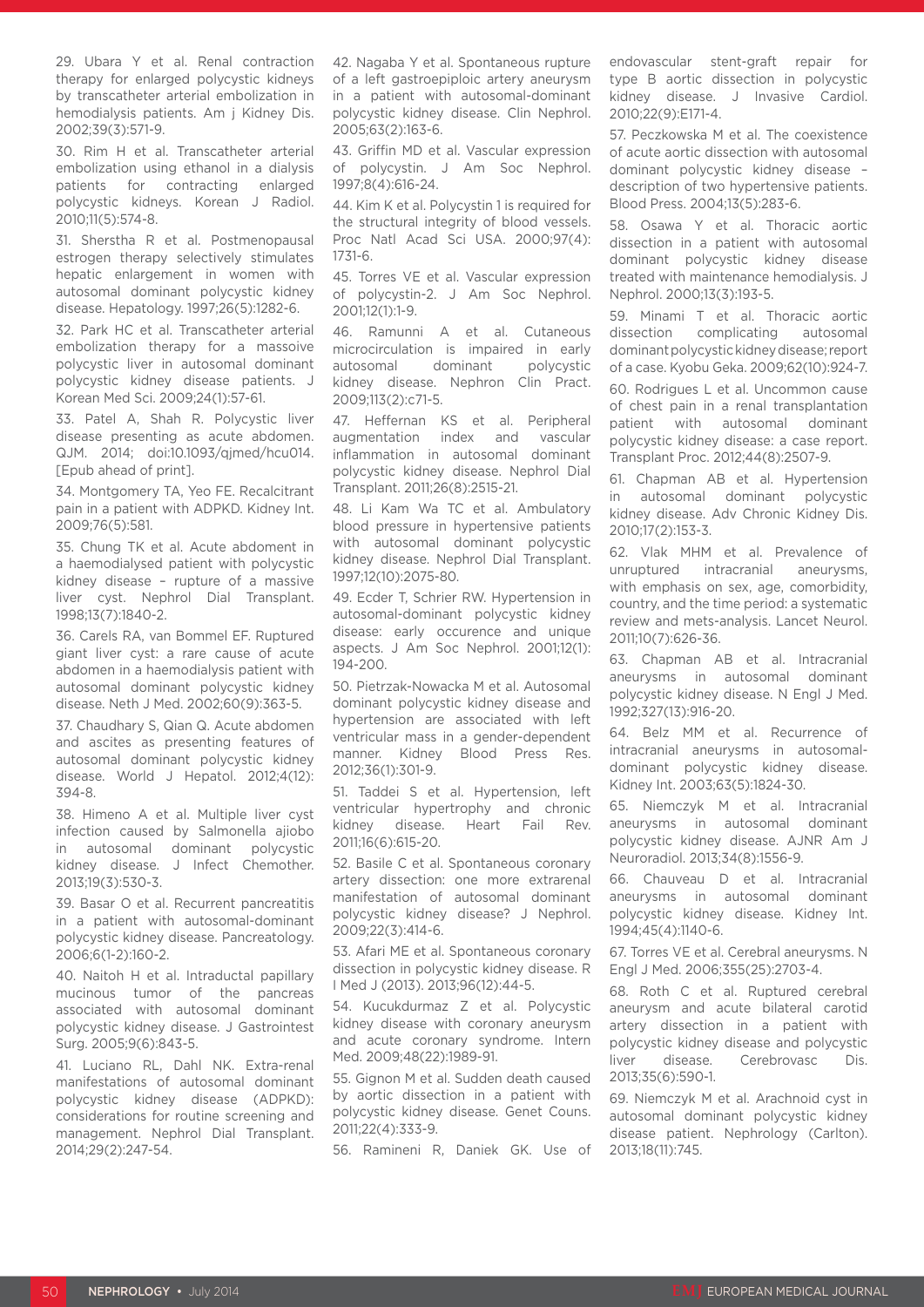29. Ubara Y et al. Renal contraction therapy for enlarged polycystic kidneys by transcatheter arterial embolization in hemodialysis patients. Am j Kidney Dis. 2002;39(3):571-9.

30. Rim H et al. Transcatheter arterial embolization using ethanol in a dialysis patients for contracting enlarged polycystic kidneys. Korean J Radiol. 2010;11(5):574-8.

31. Sherstha R et al. Postmenopausal estrogen therapy selectively stimulates hepatic enlargement in women with autosomal dominant polycystic kidney disease. Hepatology. 1997;26(5):1282-6.

32. Park HC et al. Transcatheter arterial embolization therapy for a massoive polycystic liver in autosomal dominant polycystic kidney disease patients. J Korean Med Sci. 2009;24(1):57-61.

33. Patel A, Shah R. Polycystic liver disease presenting as acute abdomen. QJM. 2014; doi:10.1093/qjmed/hcu014. [Epub ahead of print].

34. Montgomery TA, Yeo FE. Recalcitrant pain in a patient with ADPKD. Kidney Int. 2009;76(5):581.

35. Chung TK et al. Acute abdomen in a haemodialysed patient with polycystic kidney disease – rupture of a massive liver cyst. Nephrol Dial Transplant. 1998;13(7):1840-2.

36. Carels RA, van Bommel EF. Ruptured giant liver cyst: a rare cause of acute abdomen in a haemodialysis patient with autosomal dominant polycystic kidney disease. Neth J Med. 2002;60(9):363-5.

37. Chaudhary S, Qian Q. Acute abdomen and ascites as presenting features of autosomal dominant polycystic kidney disease. World J Hepatol. 2012;4(12): 394-8.

38. Himeno A et al. Multiple liver cyst infection caused by Salmonella ajiobo in autosomal dominant polycystic kidney disease. J Infect Chemother. 2013;19(3):530-3.

39. Basar O et al. Recurrent pancreatitis in a patient with autosomal-dominant polycystic kidney disease. Pancreatology. 2006;6(1-2):160-2.

40. Naitoh H et al. Intraductal papillary mucinous tumor of the pancreas associated with autosomal dominant polycystic kidney disease. J Gastrointest Surg. 2005;9(6):843-5.

41. Luciano RL, Dahl NK. Extra-renal manifestations of autosomal dominant polycystic kidney disease (ADPKD): considerations for routine screening and management. Nephrol Dial Transplant. 2014;29(2):247-54.

42. Nagaba Y et al. Spontaneous rupture of a left gastroepiploic artery aneurysm in a patient with autosomal-dominant polycystic kidney disease. Clin Nephrol. 2005;63(2):163-6.

43. Griffin MD et al. Vascular expression of polycystin. J Am Soc Nephrol. 1997;8(4):616-24.

44. Kim K et al. Polycystin 1 is required for the structural integrity of blood vessels. Proc Natl Acad Sci USA. 2000;97(4): 1731-6.

45. Torres VE et al. Vascular expression of polycystin-2. J Am Soc Nephrol. 2001;12(1):1-9.

46. Ramunni A et al. Cutaneous microcirculation is impaired in early autosomal dominant polycystic kidney disease. Nephron Clin Pract. 2009;113(2):c71-5.

47. Heffernan KS et al. Peripheral augmentation index and vascular inflammation in autosomal dominant polycystic kidney disease. Nephrol Dial Transplant. 2011;26(8):2515-21.

48. Li Kam Wa TC et al. Ambulatory blood pressure in hypertensive patients with autosomal dominant polycystic kidney disease. Nephrol Dial Transplant. 1997;12(10):2075-80.

49. Ecder T, Schrier RW. Hypertension in autosomal-dominant polycystic kidney disease: early occurence and unique aspects. J Am Soc Nephrol. 2001;12(1): 194-200.

50. Pietrzak-Nowacka M et al. Autosomal dominant polycystic kidney disease and hypertension are associated with left ventricular mass in a gender-dependent manner. Kidney Blood Press Res. 2012;36(1):301-9.

51. Taddei S et al. Hypertension, left ventricular hypertrophy and chronic kidney disease. Heart Fail Rev. 2011;16(6):615-20.

52. Basile C et al. Spontaneous coronary artery dissection: one more extrarenal manifestation of autosomal dominant polycystic kidney disease? J Nephrol. 2009;22(3):414-6.

53. Afari ME et al. Spontaneous coronary dissection in polycystic kidney disease. R I Med J (2013). 2013;96(12):44-5.

54. Kucukdurmaz Z et al. Polycystic kidney disease with coronary aneurysm and acute coronary syndrome. Intern Med. 2009;48(22):1989-91.

55. Gignon M et al. Sudden death caused by aortic dissection in a patient with polycystic kidney disease. Genet Couns. 2011;22(4):333-9.

56. Ramineni R, Daniek GK. Use of endovascular stent-graft repair for type B aortic dissection in polycystic kidney disease. J Invasive Cardiol. 2010;22(9):E171-4.

57. Peczkowska M et al. The coexistence of acute aortic dissection with autosomal dominant polycystic kidney disease – description of two hypertensive patients. Blood Press. 2004;13(5):283-6.

58. Osawa Y et al. Thoracic aortic dissection in a patient with autosomal dominant polycystic kidney disease treated with maintenance hemodialysis. J Nephrol. 2000;13(3):193-5.

59. Minami T et al. Thoracic aortic dissection complicating autosomal dominant polycystic kidney disease; report of a case. Kyobu Geka. 2009;62(10):924-7.

60. Rodrigues L et al. Uncommon cause of chest pain in a renal transplantation patient with autosomal dominant polycystic kidney disease: a case report. Transplant Proc. 2012;44(8):2507-9.

61. Chapman AB et al. Hypertension in autosomal dominant polycystic kidney disease. Adv Chronic Kidney Dis. 2010;17(2):153-3.

62. Vlak MHM et al. Prevalence of unruptured intracranial aneurysms, with emphasis on sex, age, comorbidity, country, and the time period: a systematic review and mets-analysis. Lancet Neurol. 2011;10(7):626-36.

63. Chapman AB et al. Intracranial aneurysms in autosomal dominant polycystic kidney disease. N Engl J Med. 1992;327(13):916-20.

64. Belz MM et al. Recurrence of intracranial aneurysms in autosomal-dominant polycystic kidney disease. Kidney Int. 2003;63(5):1824-30.

65. Niemczyk M et al. Intracranial aneurysms in autosomal dominant polycystic kidney disease. AJNR Am J Neuroradiol. 2013;34(8):1556-9.

66. Chauveau D et al. Intracranial aneurysms in autosomal dominant polycystic kidney disease. Kidney Int. 1994;45(4):1140-6.

67. Torres VE et al. Cerebral aneurysms. N Engl J Med. 2006;355(25):2703-4.

68. Roth C et al. Ruptured cerebral aneurysm and acute bilateral carotid artery dissection in a patient with polycystic kidney disease and polycystic liver disease. Cerebrovasc Dis. 2013;35(6):590-1.

69. Niemczyk M et al. Arachnoid cyst in autosomal dominant polycystic kidney disease patient. Nephrology (Carlton). 2013;18(11):745.